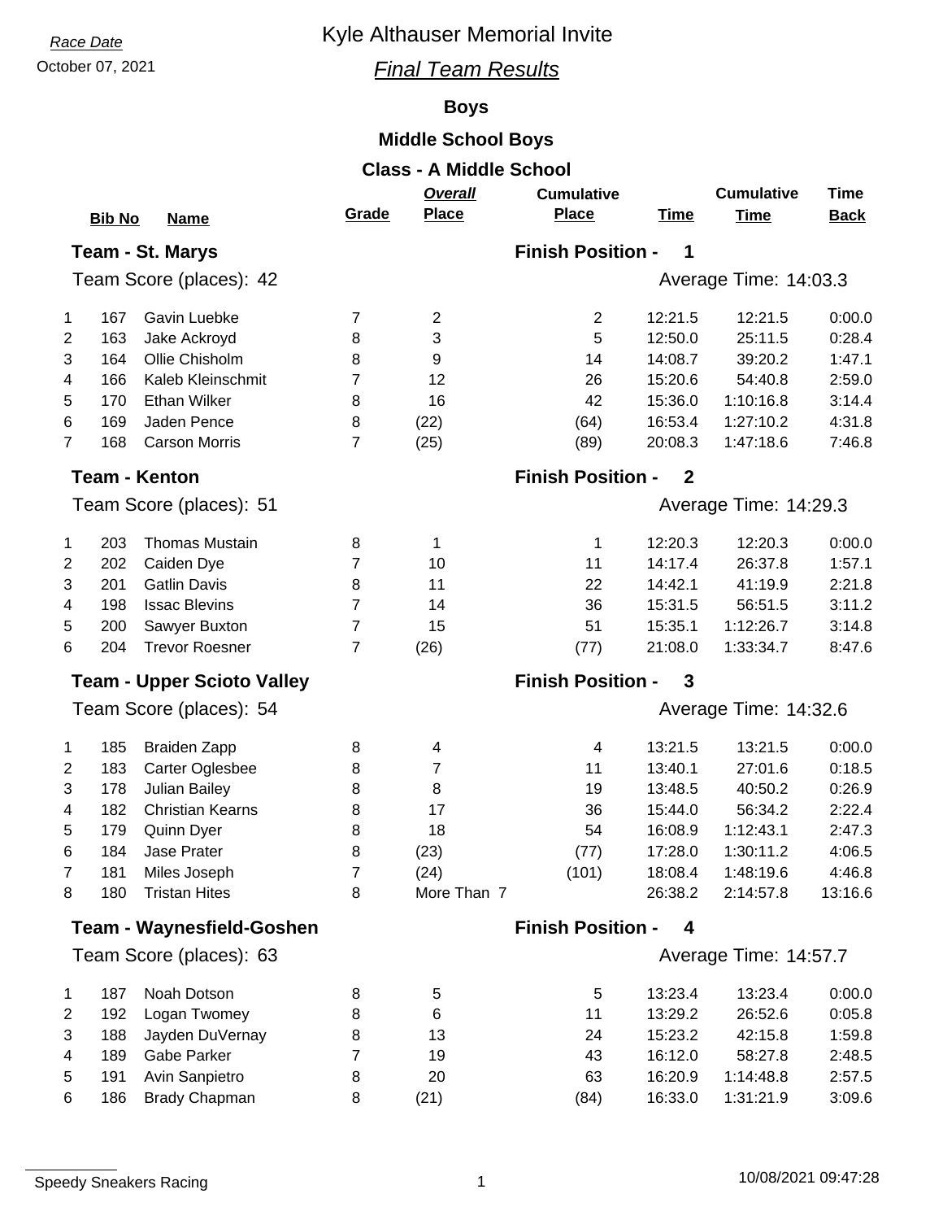*Race Date*

October 07, 2021

# Kyle Althauser Memorial Invite

## *Final Team Results*

### Boys

### Middle School Boys

### Class - A Middle School

**Team - St. Marys** — **Finish Position - 1**

Team Score (places): 42 — Average Time: 14:03.3

| | Bib No | Name | Grade | Overall Place | Cumulative Place | Time | Cumulative Time | Time Back |
|---|---|---|---|---|---|---|---|---|
| 1 | 167 | Gavin Luebke | 7 | 2 | 2 | 12:21.5 | 12:21.5 | 0:00.0 |
| 2 | 163 | Jake Ackroyd | 8 | 3 | 5 | 12:50.0 | 25:11.5 | 0:28.4 |
| 3 | 164 | Ollie Chisholm | 8 | 9 | 14 | 14:08.7 | 39:20.2 | 1:47.1 |
| 4 | 166 | Kaleb Kleinschmit | 7 | 12 | 26 | 15:20.6 | 54:40.8 | 2:59.0 |
| 5 | 170 | Ethan Wilker | 8 | 16 | 42 | 15:36.0 | 1:10:16.8 | 3:14.4 |
| 6 | 169 | Jaden Pence | 8 | (22) | (64) | 16:53.4 | 1:27:10.2 | 4:31.8 |
| 7 | 168 | Carson Morris | 7 | (25) | (89) | 20:08.3 | 1:47:18.6 | 7:46.8 |

**Team - Kenton** — **Finish Position - 2**

Team Score (places): 51 — Average Time: 14:29.3

| | Bib No | Name | Grade | Overall Place | Cumulative Place | Time | Cumulative Time | Time Back |
|---|---|---|---|---|---|---|---|---|
| 1 | 203 | Thomas Mustain | 8 | 1 | 1 | 12:20.3 | 12:20.3 | 0:00.0 |
| 2 | 202 | Caiden Dye | 7 | 10 | 11 | 14:17.4 | 26:37.8 | 1:57.1 |
| 3 | 201 | Gatlin Davis | 8 | 11 | 22 | 14:42.1 | 41:19.9 | 2:21.8 |
| 4 | 198 | Issac Blevins | 7 | 14 | 36 | 15:31.5 | 56:51.5 | 3:11.2 |
| 5 | 200 | Sawyer Buxton | 7 | 15 | 51 | 15:35.1 | 1:12:26.7 | 3:14.8 |
| 6 | 204 | Trevor Roesner | 7 | (26) | (77) | 21:08.0 | 1:33:34.7 | 8:47.6 |

**Team - Upper Scioto Valley** — **Finish Position - 3**

Team Score (places): 54 — Average Time: 14:32.6

| | Bib No | Name | Grade | Overall Place | Cumulative Place | Time | Cumulative Time | Time Back |
|---|---|---|---|---|---|---|---|---|
| 1 | 185 | Braiden Zapp | 8 | 4 | 4 | 13:21.5 | 13:21.5 | 0:00.0 |
| 2 | 183 | Carter Oglesbee | 8 | 7 | 11 | 13:40.1 | 27:01.6 | 0:18.5 |
| 3 | 178 | Julian Bailey | 8 | 8 | 19 | 13:48.5 | 40:50.2 | 0:26.9 |
| 4 | 182 | Christian Kearns | 8 | 17 | 36 | 15:44.0 | 56:34.2 | 2:22.4 |
| 5 | 179 | Quinn Dyer | 8 | 18 | 54 | 16:08.9 | 1:12:43.1 | 2:47.3 |
| 6 | 184 | Jase Prater | 8 | (23) | (77) | 17:28.0 | 1:30:11.2 | 4:06.5 |
| 7 | 181 | Miles Joseph | 7 | (24) | (101) | 18:08.4 | 1:48:19.6 | 4:46.8 |
| 8 | 180 | Tristan Hites | 8 | More Than 7 | | 26:38.2 | 2:14:57.8 | 13:16.6 |

**Team - Waynesfield-Goshen** — **Finish Position - 4**

Team Score (places): 63 — Average Time: 14:57.7

| | Bib No | Name | Grade | Overall Place | Cumulative Place | Time | Cumulative Time | Time Back |
|---|---|---|---|---|---|---|---|---|
| 1 | 187 | Noah Dotson | 8 | 5 | 5 | 13:23.4 | 13:23.4 | 0:00.0 |
| 2 | 192 | Logan Twomey | 8 | 6 | 11 | 13:29.2 | 26:52.6 | 0:05.8 |
| 3 | 188 | Jayden DuVernay | 8 | 13 | 24 | 15:23.2 | 42:15.8 | 1:59.8 |
| 4 | 189 | Gabe Parker | 7 | 19 | 43 | 16:12.0 | 58:27.8 | 2:48.5 |
| 5 | 191 | Avin Sanpietro | 8 | 20 | 63 | 16:20.9 | 1:14:48.8 | 2:57.5 |
| 6 | 186 | Brady Chapman | 8 | (21) | (84) | 16:33.0 | 1:31:21.9 | 3:09.6 |

Speedy Sneakers Racing — 10/08/2021 09:47:28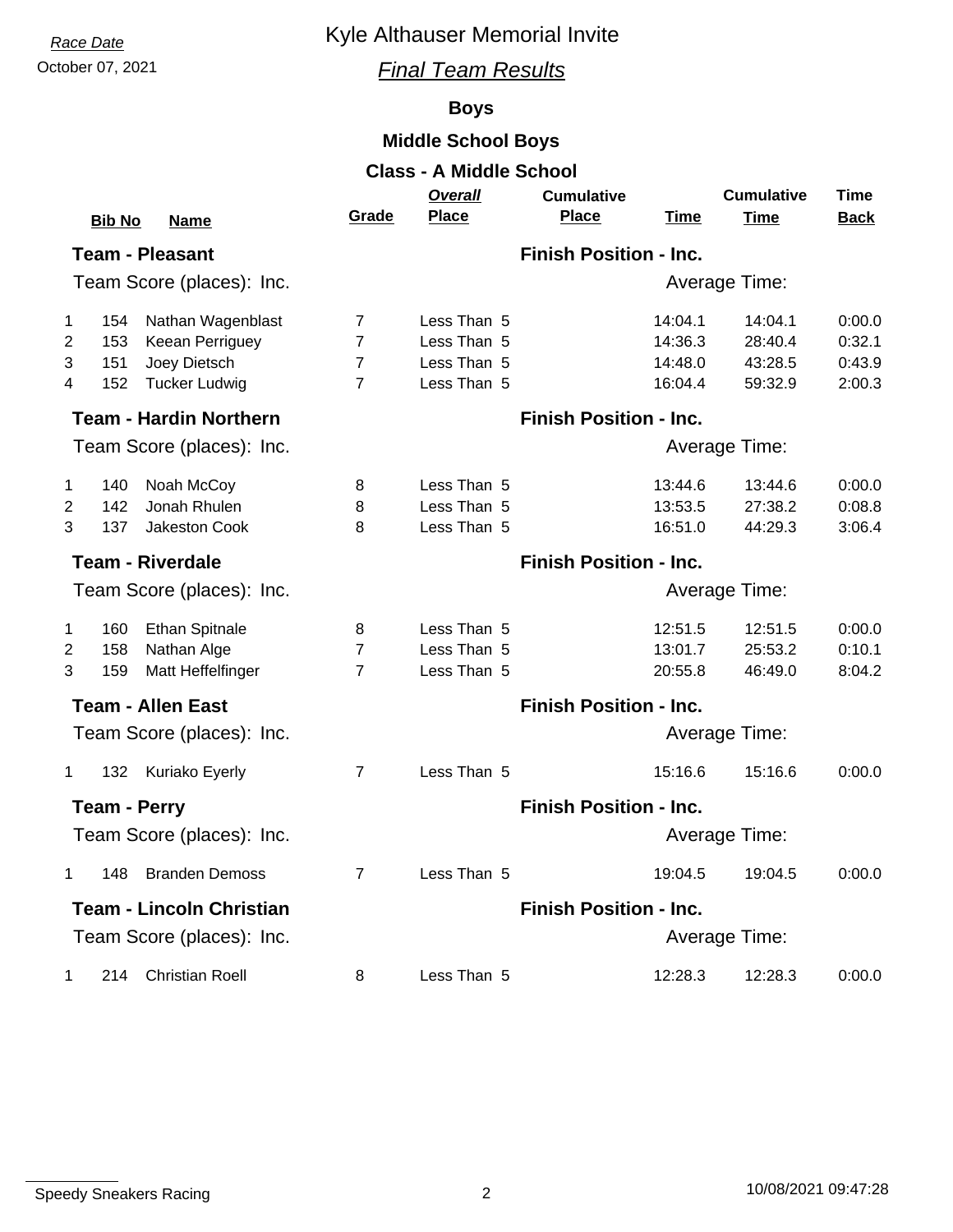Race Date

October 07, 2021

# Kyle Althauser Memorial Invite

## *Final Team Results*

### Boys

### Middle School Boys

### Class - A Middle School

| | Bib No | Name | Grade | Overall Place | Cumulative Place | Time | Cumulative Time | Time Back |
|---|---|---|---|---|---|---|---|---|
| **Team - Pleasant** | | | | | **Finish Position - Inc.** | | | |
| Team Score (places): Inc. | | | | | | Average Time: | | |
| 1 | 154 | Nathan Wagenblast | 7 | Less Than 5 | | 14:04.1 | 14:04.1 | 0:00.0 |
| 2 | 153 | Keean Perriguey | 7 | Less Than 5 | | 14:36.3 | 28:40.4 | 0:32.1 |
| 3 | 151 | Joey Dietsch | 7 | Less Than 5 | | 14:48.0 | 43:28.5 | 0:43.9 |
| 4 | 152 | Tucker Ludwig | 7 | Less Than 5 | | 16:04.4 | 59:32.9 | 2:00.3 |
| **Team - Hardin Northern** | | | | | **Finish Position - Inc.** | | | |
| Team Score (places): Inc. | | | | | | Average Time: | | |
| 1 | 140 | Noah McCoy | 8 | Less Than 5 | | 13:44.6 | 13:44.6 | 0:00.0 |
| 2 | 142 | Jonah Rhulen | 8 | Less Than 5 | | 13:53.5 | 27:38.2 | 0:08.8 |
| 3 | 137 | Jakeston Cook | 8 | Less Than 5 | | 16:51.0 | 44:29.3 | 3:06.4 |
| **Team - Riverdale** | | | | | **Finish Position - Inc.** | | | |
| Team Score (places): Inc. | | | | | | Average Time: | | |
| 1 | 160 | Ethan Spitnale | 8 | Less Than 5 | | 12:51.5 | 12:51.5 | 0:00.0 |
| 2 | 158 | Nathan Alge | 7 | Less Than 5 | | 13:01.7 | 25:53.2 | 0:10.1 |
| 3 | 159 | Matt Heffelfinger | 7 | Less Than 5 | | 20:55.8 | 46:49.0 | 8:04.2 |
| **Team - Allen East** | | | | | **Finish Position - Inc.** | | | |
| Team Score (places): Inc. | | | | | | Average Time: | | |
| 1 | 132 | Kuriako Eyerly | 7 | Less Than 5 | | 15:16.6 | 15:16.6 | 0:00.0 |
| **Team - Perry** | | | | | **Finish Position - Inc.** | | | |
| Team Score (places): Inc. | | | | | | Average Time: | | |
| 1 | 148 | Branden Demoss | 7 | Less Than 5 | | 19:04.5 | 19:04.5 | 0:00.0 |
| **Team - Lincoln Christian** | | | | | **Finish Position - Inc.** | | | |
| Team Score (places): Inc. | | | | | | Average Time: | | |
| 1 | 214 | Christian Roell | 8 | Less Than 5 | | 12:28.3 | 12:28.3 | 0:00.0 |

Speedy Sneakers Racing

10/08/2021 09:47:28